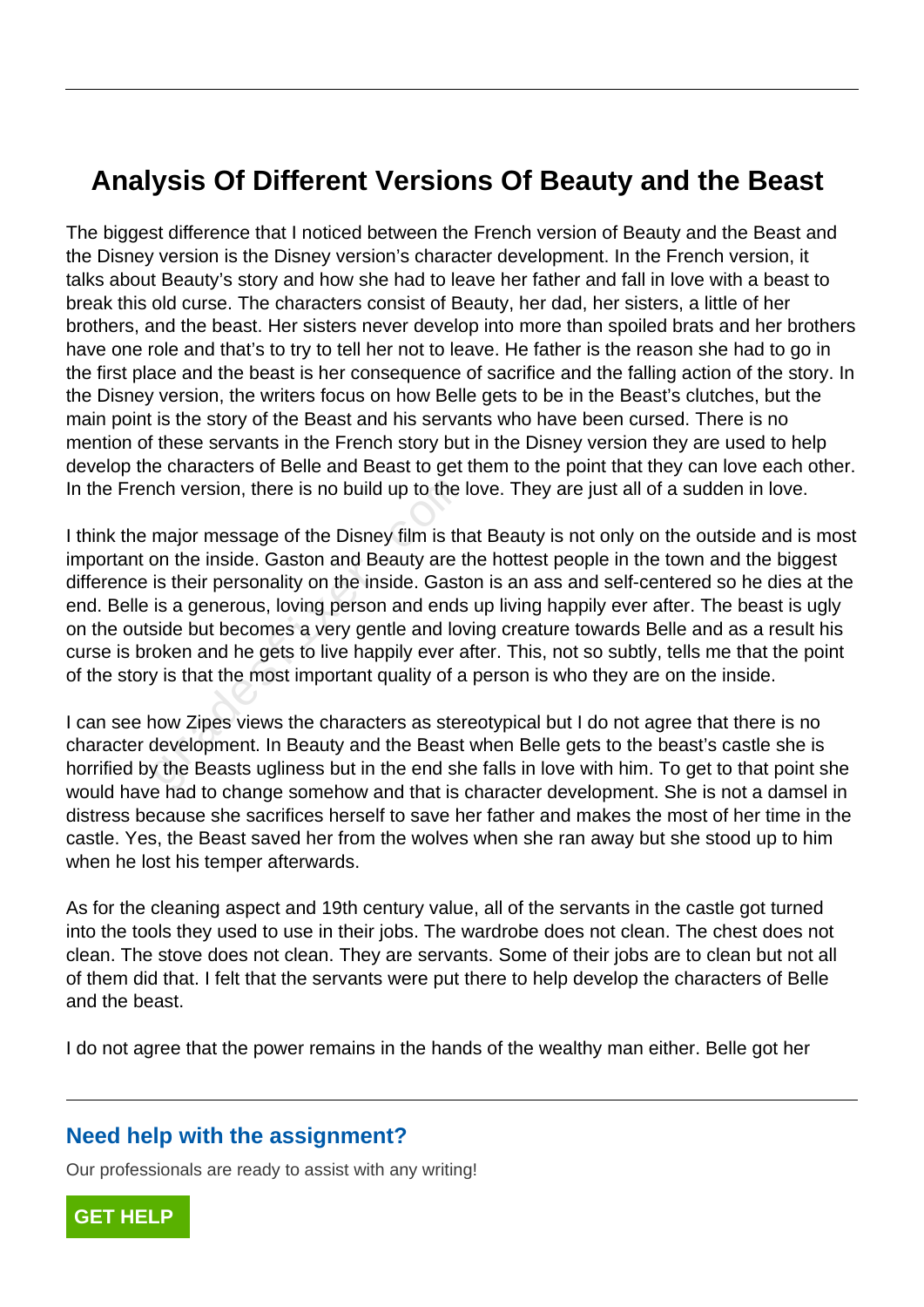# Analysis Of Different Versions Of Beauty and the Beast

The biggest difference that I noticed between the French version of Beauty and the Beast and the Disney version is the Disney version's character development. In the French version, it talks about Beauty's story and how she had to leave her father and fall in love with a beast to break this old curse. The characters consist of Beauty, her dad, her sisters, a little of her brothers, and the beast. Her sisters never develop into more than spoiled brats and her brothers have one role and that's to try to tell her not to leave. He father is the reason she had to go in the first place and the beast is her consequence of sacrifice and the falling action of the story. In the Disney version, the writers focus on how Belle gets to be in the Beast's clutches, but the main point is the story of the Beast and his servants who have been cursed. There is no mention of these servants in the French story but in the Disney version they are used to help develop the characters of Belle and Beast to get them to the point that they can love each other. In the French version, there is no build up to the love. They are just all of a sudden in love.

I think the major message of the Disney film is that Beauty is not only on the outside and is most important on the inside. Gaston and Beauty are the hottest people in the town and the biggest difference is their personality on the inside. Gaston is an ass and self-centered so he dies at the end. Belle is a generous, loving person and ends up living happily ever after. The beast is ugly on the outside but becomes a very gentle and loving creature towards Belle and as a result his curse is broken and he gets to live happily ever after. This, not so subtly, tells me that the point of the story is that the most important quality of a person is who they are on the inside.

I can see how Zipes views the characters as stereotypical but I do not agree that there is no character development. In Beauty and the Beast when Belle gets to the beast's castle she is horrified by the Beasts ugliness but in the end she falls in love with him. To get to that point she would have had to change somehow and that is character development. She is not a damsel in distress because she sacrifices herself to save her father and makes the most of her time in the castle. Yes, the Beast saved her from the wolves when she ran away but she stood up to him when he lost his temper afterwards.

As for the cleaning aspect and 19th century value, all of the servants in the castle got turned into the tools they used to use in their jobs. The wardrobe does not clean. The chest does not clean. The stove does not clean. They are servants. Some of their jobs are to clean but not all of them did that. I felt that the servants were put there to help develop the characters of Belle and the beast.

I do not agree that the power remains in the hands of the wealthy man either. Belle got her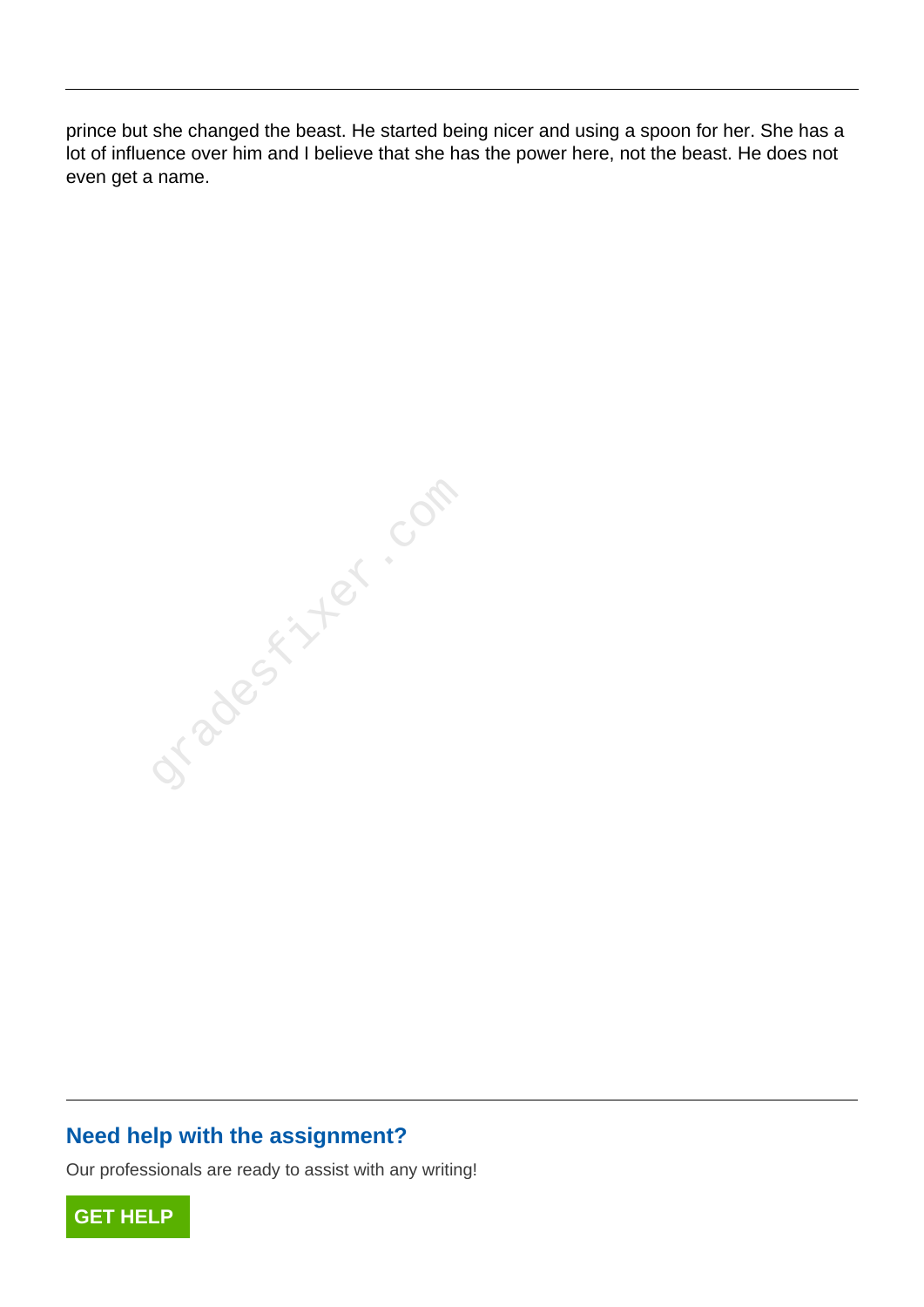prince but she changed the beast. He started being nicer and using a spoon for her. She has a lot of influence over him and I believe that she has the power here, not the beast. He does not even get a name.